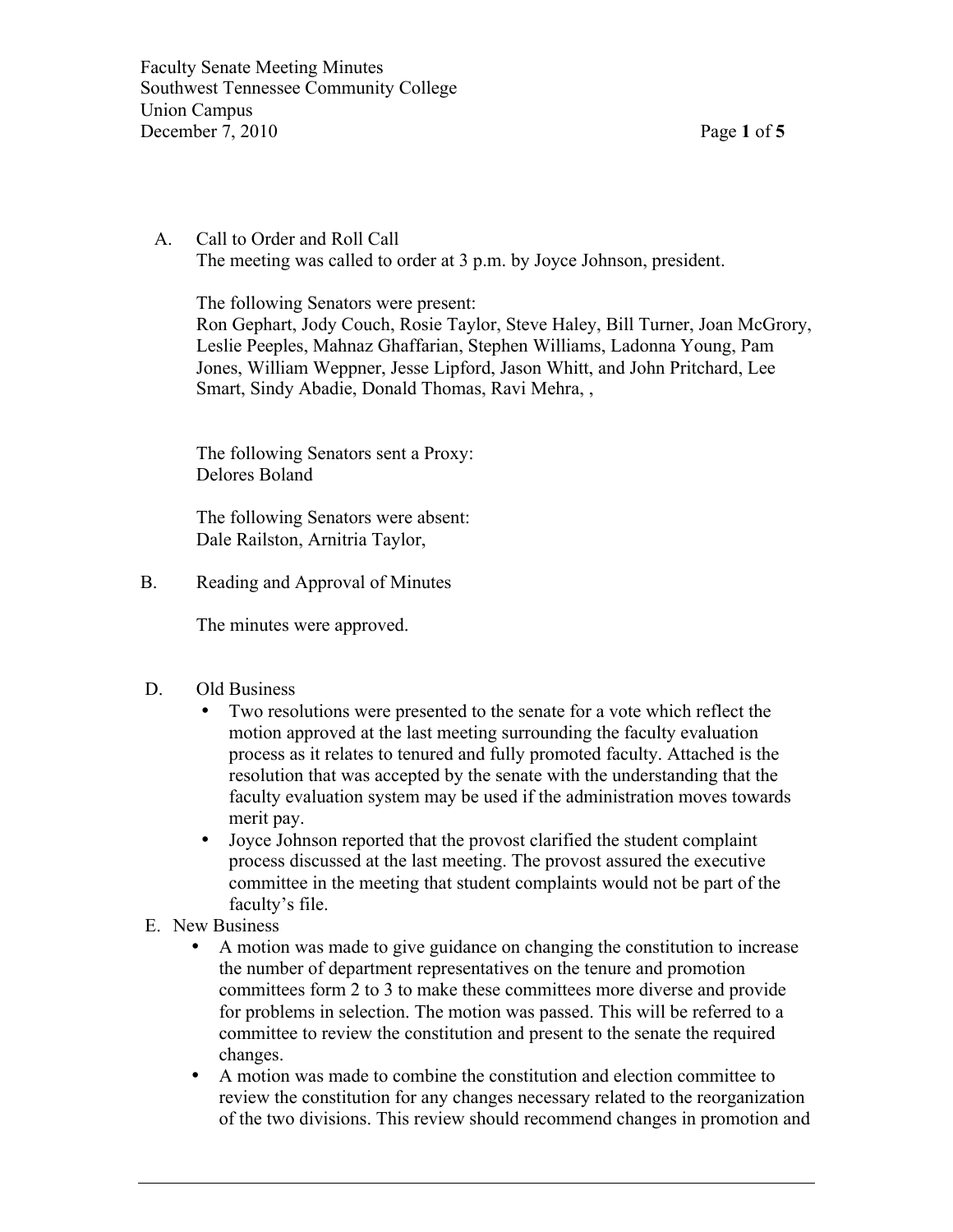Faculty Senate Meeting Minutes
Southwest Tennessee Community College
Union Campus
December 7, 2010

A. Call to Order and Roll Call

The meeting was called to order at 3 p.m. by Joyce Johnson, president.

The following Senators were present:
Ron Gephart, Jody Couch, Rosie Taylor, Steve Haley, Bill Turner, Joan McGrory, Leslie Peeples, Mahnaz Ghaffarian, Stephen Williams, Ladonna Young, Pam Jones, William Weppner, Jesse Lipford, Jason Whitt, and John Pritchard, Lee Smart, Sindy Abadie, Donald Thomas, Ravi Mehra, ,

The following Senators sent a Proxy:
Delores Boland

The following Senators were absent:
Dale Railston, Arnitria Taylor,

B. Reading and Approval of Minutes

The minutes were approved.

D. Old Business

- Two resolutions were presented to the senate for a vote which reflect the motion approved at the last meeting surrounding the faculty evaluation process as it relates to tenured and fully promoted faculty. Attached is the resolution that was accepted by the senate with the understanding that the faculty evaluation system may be used if the administration moves towards merit pay.
- Joyce Johnson reported that the provost clarified the student complaint process discussed at the last meeting. The provost assured the executive committee in the meeting that student complaints would not be part of the faculty's file.

E. New Business

- A motion was made to give guidance on changing the constitution to increase the number of department representatives on the tenure and promotion committees form 2 to 3 to make these committees more diverse and provide for problems in selection. The motion was passed. This will be referred to a committee to review the constitution and present to the senate the required changes.
- A motion was made to combine the constitution and election committee to review the constitution for any changes necessary related to the reorganization of the two divisions. This review should recommend changes in promotion and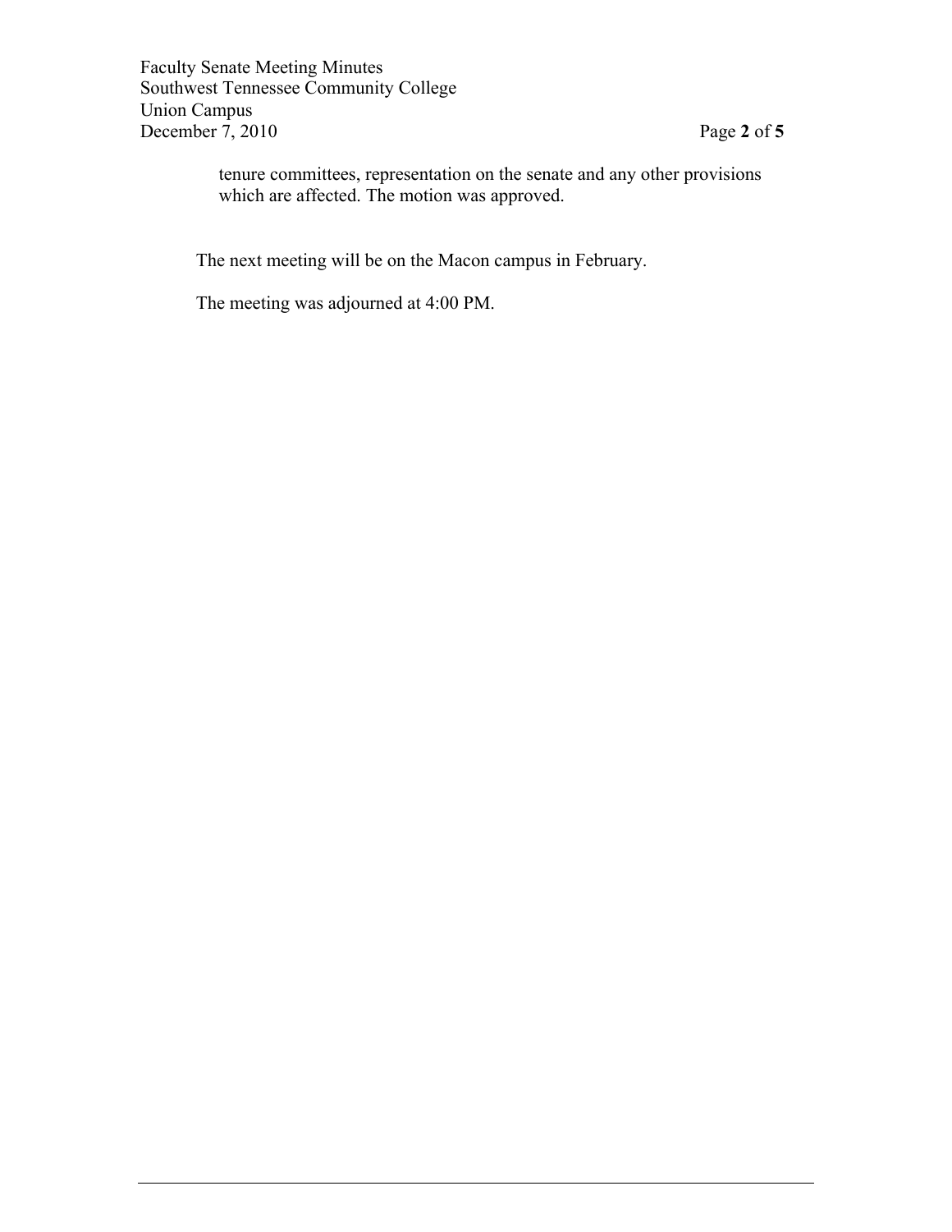tenure committees, representation on the senate and any other provisions which are affected. The motion was approved.

The next meeting will be on the Macon campus in February.

The meeting was adjourned at 4:00 PM.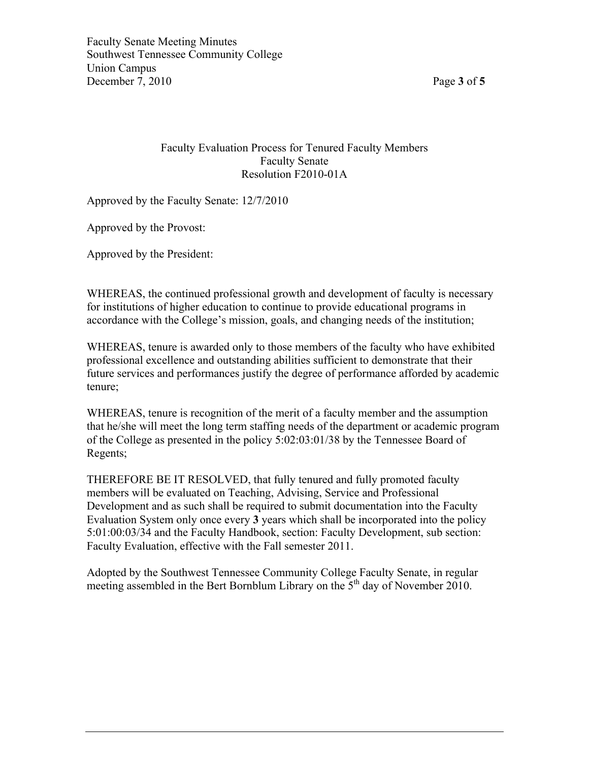## Faculty Evaluation Process for Tenured Faculty Members
### Faculty Senate
### Resolution F2010-01A

Approved by the Faculty Senate: 12/7/2010

Approved by the Provost:

Approved by the President:

WHEREAS, the continued professional growth and development of faculty is necessary for institutions of higher education to continue to provide educational programs in accordance with the College's mission, goals, and changing needs of the institution;

WHEREAS, tenure is awarded only to those members of the faculty who have exhibited professional excellence and outstanding abilities sufficient to demonstrate that their future services and performances justify the degree of performance afforded by academic tenure;

WHEREAS, tenure is recognition of the merit of a faculty member and the assumption that he/she will meet the long term staffing needs of the department or academic program of the College as presented in the policy 5:02:03:01/38 by the Tennessee Board of Regents;

THEREFORE BE IT RESOLVED, that fully tenured and fully promoted faculty members will be evaluated on Teaching, Advising, Service and Professional Development and as such shall be required to submit documentation into the Faculty Evaluation System only once every **3** years which shall be incorporated into the policy 5:01:00:03/34 and the Faculty Handbook, section: Faculty Development, sub section: Faculty Evaluation, effective with the Fall semester 2011.

Adopted by the Southwest Tennessee Community College Faculty Senate, in regular meeting assembled in the Bert Bornblum Library on the 5th day of November 2010.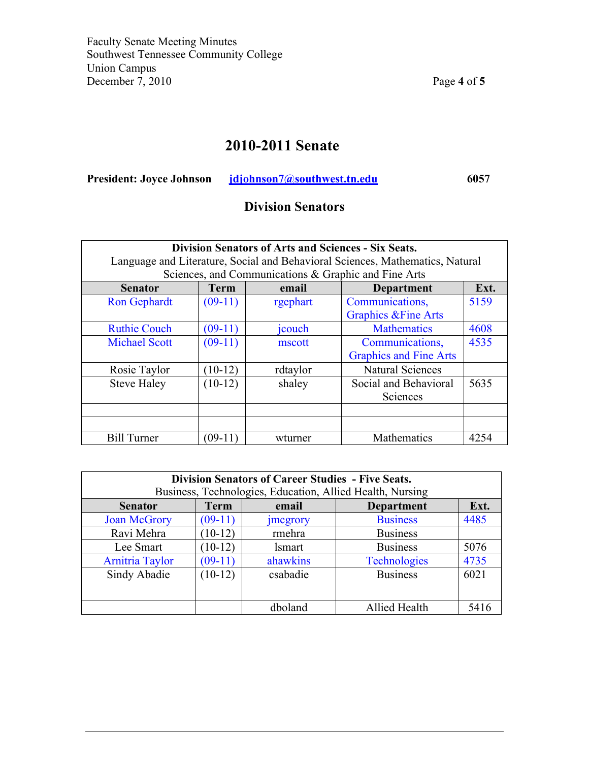# 2010-2011 Senate

**President: Joyce Johnson** **jdjohnson7@southwest.tn.edu** **6057**

## Division Senators

| **Division Senators of Arts and Sciences - Six Seats.** Language and Literature, Social and Behavioral Sciences, Mathematics, Natural Sciences, and Communications & Graphic and Fine Arts | | | | |
|---|---|---|---|---|
| **Senator** | **Term** | **email** | **Department** | **Ext.** |
| Ron Gephardt | (09-11) | rgephart | Communications, Graphics &Fine Arts | 5159 |
| Ruthie Couch | (09-11) | jcouch | Mathematics | 4608 |
| Michael Scott | (09-11) | mscott | Communications, Graphics and Fine Arts | 4535 |
| Rosie Taylor | (10-12) | rdtaylor | Natural Sciences | |
| Steve Haley | (10-12) | shaley | Social and Behavioral Sciences | 5635 |
| | | | | |
| | | | | |
| Bill Turner | (09-11) | wturner | Mathematics | 4254 |

| **Division Senators of Career Studies - Five Seats.** Business, Technologies, Education, Allied Health, Nursing | | | | |
|---|---|---|---|---|
| **Senator** | **Term** | **email** | **Department** | **Ext.** |
| Joan McGrory | (09-11) | jmcgrory | Business | 4485 |
| Ravi Mehra | (10-12) | rmehra | Business | |
| Lee Smart | (10-12) | lsmart | Business | 5076 |
| Arnitria Taylor | (09-11) | ahawkins | Technologies | 4735 |
| Sindy Abadie | (10-12) | csabadie | Business | 6021 |
| | | dboland | Allied Health | 5416 |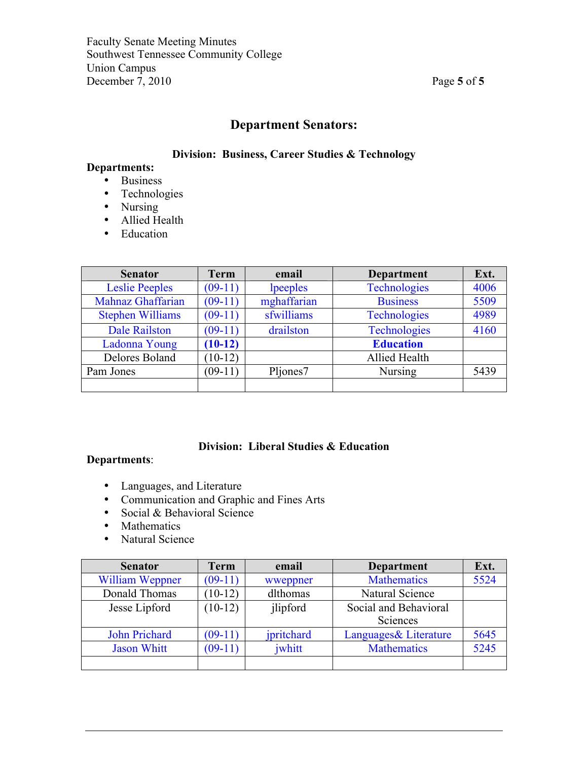## Department Senators:

### Division: Business, Career Studies & Technology

**Departments:**

- Business
- Technologies
- Nursing
- Allied Health
- Education

| Senator | Term | email | Department | Ext. |
|---|---|---|---|---|
| Leslie Peeples | (09-11) | lpeeples | Technologies | 4006 |
| Mahnaz Ghaffarian | (09-11) | mghaffarian | Business | 5509 |
| Stephen Williams | (09-11) | sfwilliams | Technologies | 4989 |
| Dale Railston | (09-11) | drailston | Technologies | 4160 |
| Ladonna Young | **(10-12)** | | **Education** | |
| Delores Boland | (10-12) | | Allied Health | |
| Pam Jones | (09-11) | Pljones7 | Nursing | 5439 |
| | | | | |

### Division: Liberal Studies & Education

**Departments**:

- Languages, and Literature
- Communication and Graphic and Fines Arts
- Social & Behavioral Science
- Mathematics
- Natural Science

| Senator | Term | email | Department | Ext. |
|---|---|---|---|---|
| William Weppner | (09-11) | wweppner | Mathematics | 5524 |
| Donald Thomas | (10-12) | dlthomas | Natural Science | |
| Jesse Lipford | (10-12) | jlipford | Social and Behavioral Sciences | |
| John Prichard | (09-11) | jpritchard | Languages& Literature | 5645 |
| Jason Whitt | (09-11) | jwhitt | Mathematics | 5245 |
| | | | | |